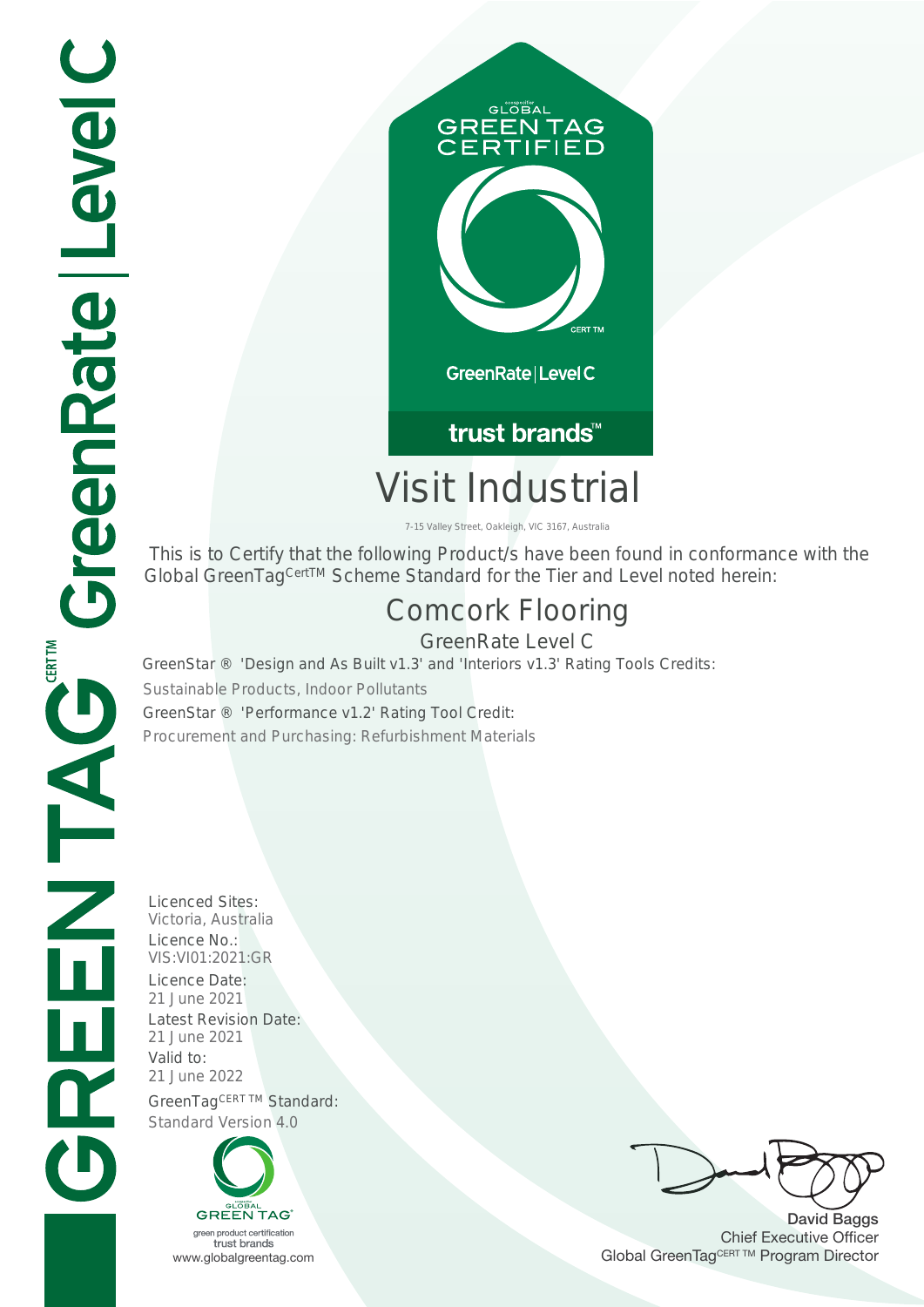GREENTAG CERT TM GreenRate | Level C

GLOBAL GREEN TAG CERTIFIED

CERT TM

GreenRate | Level C

trust brands™

# Visit Industrial

7-15 Valley Street, Oakleigh, VIC 3167, Australia

This is to Certify that the following Product/s have been found in conformance with the Global GreenTag CertTM Scheme Standard for the Tier and Level noted herein:

## Comcork Flooring

GreenRate Level C

GreenStar ® 'Design and As Built v1.3' and 'Interiors v1.3' Rating Tools Credits:

Sustainable Products, Indoor Pollutants

GreenStar ® 'Performance v1.2' Rating Tool Credit:

Procurement and Purchasing: Refurbishment Materials

Licenced Sites:
Victoria, Australia

Licence No.:
VIS:VI01:2021:GR

Licence Date:
21 June 2021

Latest Revision Date:
21 June 2021

Valid to:
21 June 2022

GreenTag CERT TM Standard:
Standard Version 4.0

GLOBAL GREEN TAG
green product certification
trust brands
www.globalgreentag.com

David Baggs
Chief Executive Officer
Global GreenTag CERT TM Program Director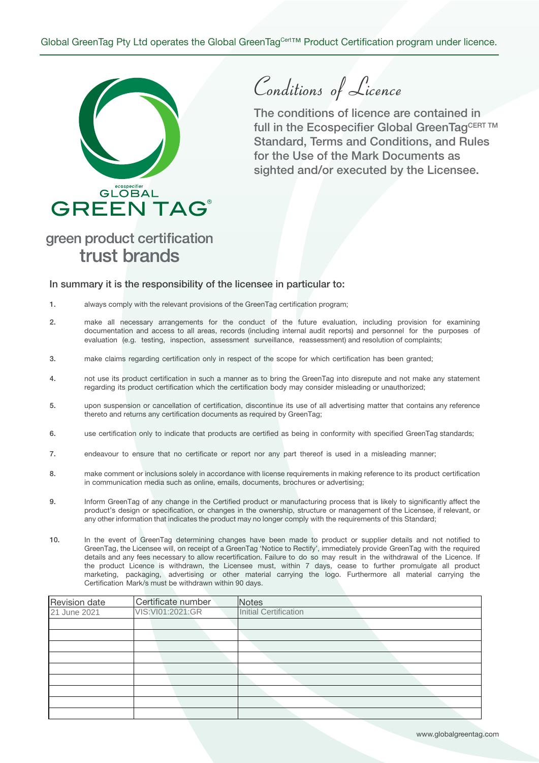Global GreenTag Pty Ltd operates the Global GreenTag[Cert™] Product Certification program under licence.

GLOBAL GREEN TAG

green product certification
trust brands

# *Conditions of Licence*

**The conditions of licence are contained in full in the Ecospecifier Global GreenTag[CERT TM] Standard, Terms and Conditions, and Rules for the Use of the Mark Documents as sighted and/or executed by the Licensee.**

### In summary it is the responsibility of the licensee in particular to:

1. always comply with the relevant provisions of the GreenTag certification program;
2. make all necessary arrangements for the conduct of the future evaluation, including provision for examining documentation and access to all areas, records (including internal audit reports) and personnel for the purposes of evaluation (e.g. testing, inspection, assessment surveillance, reassessment) and resolution of complaints;
3. make claims regarding certification only in respect of the scope for which certification has been granted;
4. not use its product certification in such a manner as to bring the GreenTag into disrepute and not make any statement regarding its product certification which the certification body may consider misleading or unauthorized;
5. upon suspension or cancellation of certification, discontinue its use of all advertising matter that contains any reference thereto and returns any certification documents as required by GreenTag;
6. use certification only to indicate that products are certified as being in conformity with specified GreenTag standards;
7. endeavour to ensure that no certificate or report nor any part thereof is used in a misleading manner;
8. make comment or inclusions solely in accordance with license requirements in making reference to its product certification in communication media such as online, emails, documents, brochures or advertising;
9. Inform GreenTag of any change in the Certified product or manufacturing process that is likely to significantly affect the product's design or specification, or changes in the ownership, structure or management of the Licensee, if relevant, or any other information that indicates the product may no longer comply with the requirements of this Standard;
10. In the event of GreenTag determining changes have been made to product or supplier details and not notified to GreenTag, the Licensee will, on receipt of a GreenTag 'Notice to Rectify', immediately provide GreenTag with the required details and any fees necessary to allow recertification. Failure to do so may result in the withdrawal of the Licence. If the product Licence is withdrawn, the Licensee must, within 7 days, cease to further promulgate all product marketing, packaging, advertising or other material carrying the logo. Furthermore all material carrying the Certification Mark/s must be withdrawn within 90 days.

| Revision date | Certificate number | Notes |
|---|---|---|
| 21 June 2021 | VIS:VI01:2021:GR | Initial Certification |
| | | |
| | | |
| | | |
| | | |
| | | |
| | | |
| | | |
| | | |
| | | |

www.globalgreentag.com